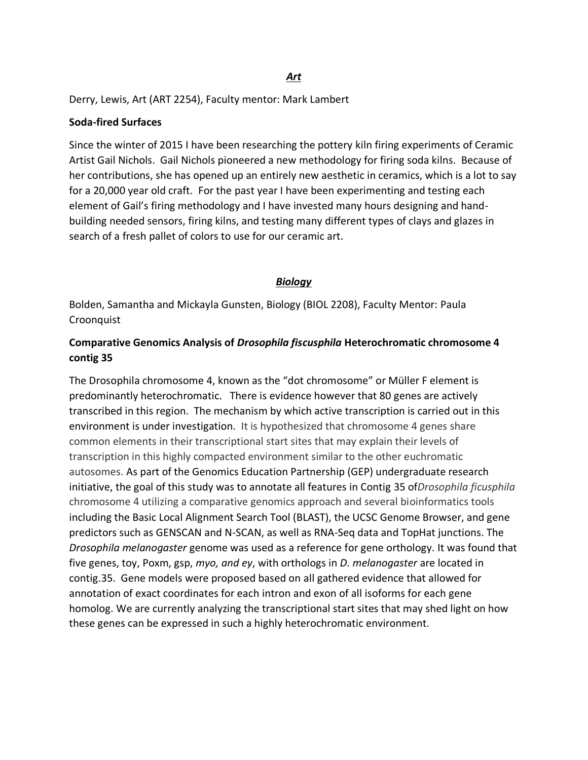## ***Art***

Derry, Lewis, Art (ART 2254), Faculty mentor: Mark Lambert

**Soda-fired Surfaces**

Since the winter of 2015 I have been researching the pottery kiln firing experiments of Ceramic Artist Gail Nichols. Gail Nichols pioneered a new methodology for firing soda kilns. Because of her contributions, she has opened up an entirely new aesthetic in ceramics, which is a lot to say for a 20,000 year old craft. For the past year I have been experimenting and testing each element of Gail's firing methodology and I have invested many hours designing and hand-building needed sensors, firing kilns, and testing many different types of clays and glazes in search of a fresh pallet of colors to use for our ceramic art.

## ***Biology***

Bolden, Samantha and Mickayla Gunsten, Biology (BIOL 2208), Faculty Mentor: Paula Croonquist

**Comparative Genomics Analysis of *Drosophila fiscusphila* Heterochromatic chromosome 4 contig 35**

The Drosophila chromosome 4, known as the "dot chromosome" or Müller F element is predominantly heterochromatic. There is evidence however that 80 genes are actively transcribed in this region. The mechanism by which active transcription is carried out in this environment is under investigation. It is hypothesized that chromosome 4 genes share common elements in their transcriptional start sites that may explain their levels of transcription in this highly compacted environment similar to the other euchromatic autosomes. As part of the Genomics Education Partnership (GEP) undergraduate research initiative, the goal of this study was to annotate all features in Contig 35 of*Drosophila ficusphila* chromosome 4 utilizing a comparative genomics approach and several bioinformatics tools including the Basic Local Alignment Search Tool (BLAST), the UCSC Genome Browser, and gene predictors such as GENSCAN and N-SCAN, as well as RNA-Seq data and TopHat junctions. The *Drosophila melanogaster* genome was used as a reference for gene orthology. It was found that five genes, toy, Poxm, gsp, *myo, and ey*, with orthologs in *D. melanogaster* are located in contig.35. Gene models were proposed based on all gathered evidence that allowed for annotation of exact coordinates for each intron and exon of all isoforms for each gene homolog. We are currently analyzing the transcriptional start sites that may shed light on how these genes can be expressed in such a highly heterochromatic environment.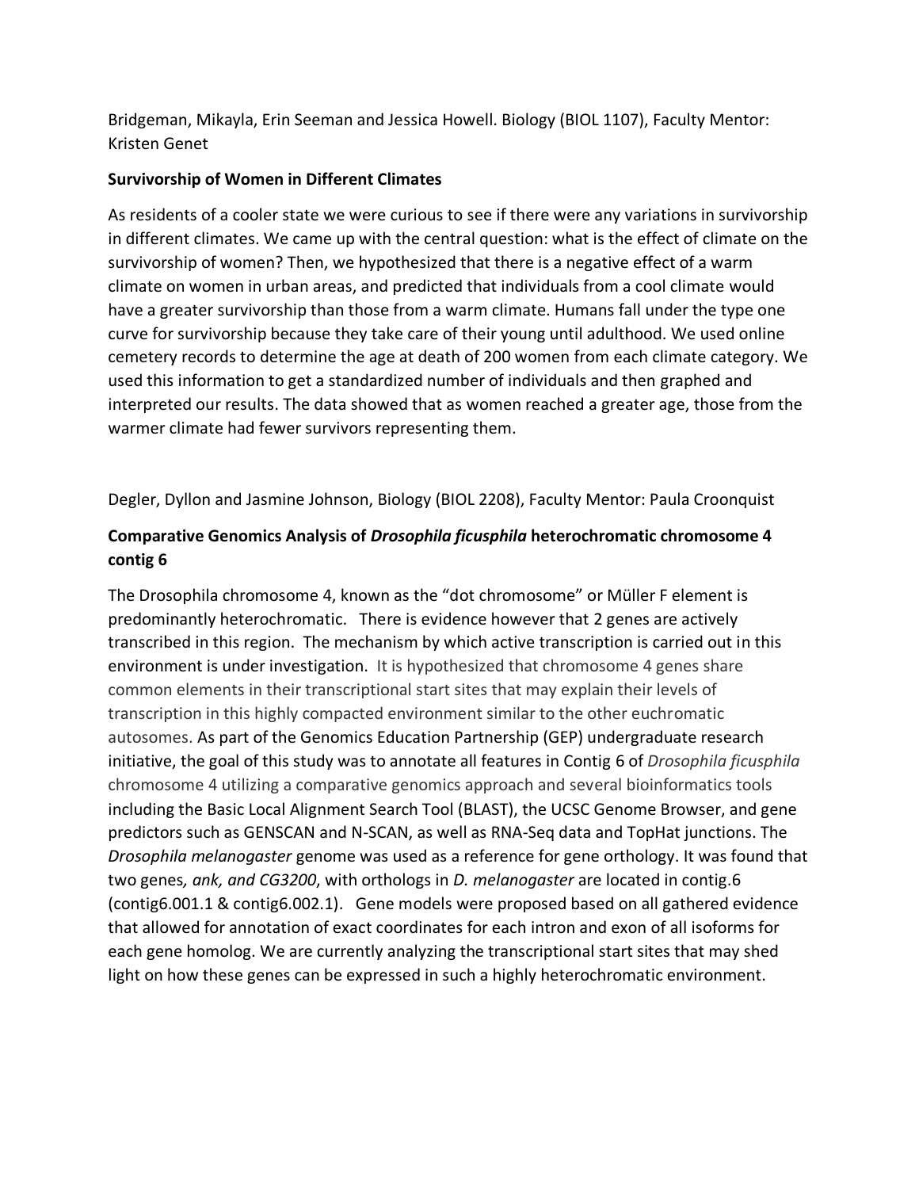Bridgeman, Mikayla, Erin Seeman and Jessica Howell. Biology (BIOL 1107), Faculty Mentor: Kristen Genet

**Survivorship of Women in Different Climates**

As residents of a cooler state we were curious to see if there were any variations in survivorship in different climates. We came up with the central question: what is the effect of climate on the survivorship of women? Then, we hypothesized that there is a negative effect of a warm climate on women in urban areas, and predicted that individuals from a cool climate would have a greater survivorship than those from a warm climate. Humans fall under the type one curve for survivorship because they take care of their young until adulthood. We used online cemetery records to determine the age at death of 200 women from each climate category. We used this information to get a standardized number of individuals and then graphed and interpreted our results. The data showed that as women reached a greater age, those from the warmer climate had fewer survivors representing them.

Degler, Dyllon and Jasmine Johnson, Biology (BIOL 2208), Faculty Mentor: Paula Croonquist

**Comparative Genomics Analysis of *Drosophila ficusphila* heterochromatic chromosome 4 contig 6**

The Drosophila chromosome 4, known as the "dot chromosome" or Müller F element is predominantly heterochromatic. There is evidence however that 2 genes are actively transcribed in this region. The mechanism by which active transcription is carried out in this environment is under investigation. It is hypothesized that chromosome 4 genes share common elements in their transcriptional start sites that may explain their levels of transcription in this highly compacted environment similar to the other euchromatic autosomes. As part of the Genomics Education Partnership (GEP) undergraduate research initiative, the goal of this study was to annotate all features in Contig 6 of *Drosophila ficusphila* chromosome 4 utilizing a comparative genomics approach and several bioinformatics tools including the Basic Local Alignment Search Tool (BLAST), the UCSC Genome Browser, and gene predictors such as GENSCAN and N-SCAN, as well as RNA-Seq data and TopHat junctions. The *Drosophila melanogaster* genome was used as a reference for gene orthology. It was found that two genes*, ank, and CG3200*, with orthologs in *D. melanogaster* are located in contig.6 (contig6.001.1 & contig6.002.1). Gene models were proposed based on all gathered evidence that allowed for annotation of exact coordinates for each intron and exon of all isoforms for each gene homolog. We are currently analyzing the transcriptional start sites that may shed light on how these genes can be expressed in such a highly heterochromatic environment.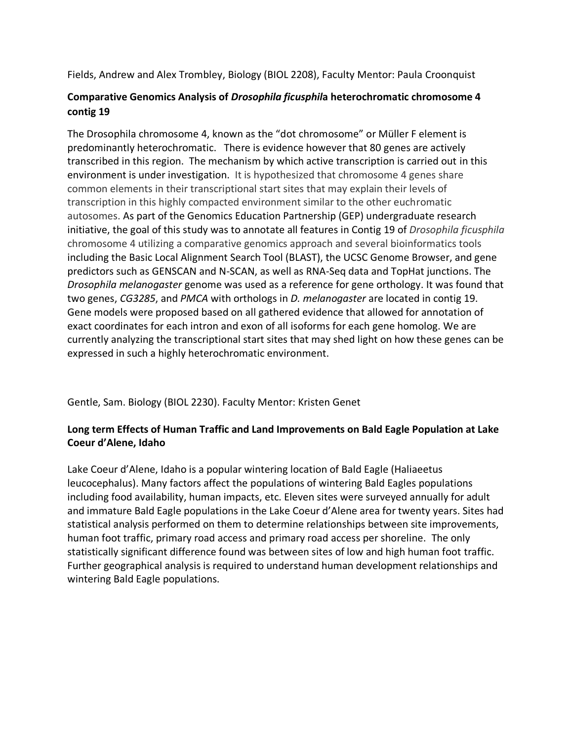Fields, Andrew and Alex Trombley, Biology (BIOL 2208), Faculty Mentor: Paula Croonquist

**Comparative Genomics Analysis of *Drosophila ficusphil*a heterochromatic chromosome 4 contig 19**

The Drosophila chromosome 4, known as the "dot chromosome" or Müller F element is predominantly heterochromatic. There is evidence however that 80 genes are actively transcribed in this region. The mechanism by which active transcription is carried out in this environment is under investigation. It is hypothesized that chromosome 4 genes share common elements in their transcriptional start sites that may explain their levels of transcription in this highly compacted environment similar to the other euchromatic autosomes. As part of the Genomics Education Partnership (GEP) undergraduate research initiative, the goal of this study was to annotate all features in Contig 19 of *Drosophila ficusphila* chromosome 4 utilizing a comparative genomics approach and several bioinformatics tools including the Basic Local Alignment Search Tool (BLAST), the UCSC Genome Browser, and gene predictors such as GENSCAN and N-SCAN, as well as RNA-Seq data and TopHat junctions. The *Drosophila melanogaster* genome was used as a reference for gene orthology. It was found that two genes, *CG3285*, and *PMCA* with orthologs in *D. melanogaster* are located in contig 19. Gene models were proposed based on all gathered evidence that allowed for annotation of exact coordinates for each intron and exon of all isoforms for each gene homolog. We are currently analyzing the transcriptional start sites that may shed light on how these genes can be expressed in such a highly heterochromatic environment.

Gentle, Sam. Biology (BIOL 2230). Faculty Mentor: Kristen Genet

**Long term Effects of Human Traffic and Land Improvements on Bald Eagle Population at Lake Coeur d'Alene, Idaho**

Lake Coeur d'Alene, Idaho is a popular wintering location of Bald Eagle (Haliaeetus leucocephalus). Many factors affect the populations of wintering Bald Eagles populations including food availability, human impacts, etc. Eleven sites were surveyed annually for adult and immature Bald Eagle populations in the Lake Coeur d'Alene area for twenty years. Sites had statistical analysis performed on them to determine relationships between site improvements, human foot traffic, primary road access and primary road access per shoreline. The only statistically significant difference found was between sites of low and high human foot traffic. Further geographical analysis is required to understand human development relationships and wintering Bald Eagle populations.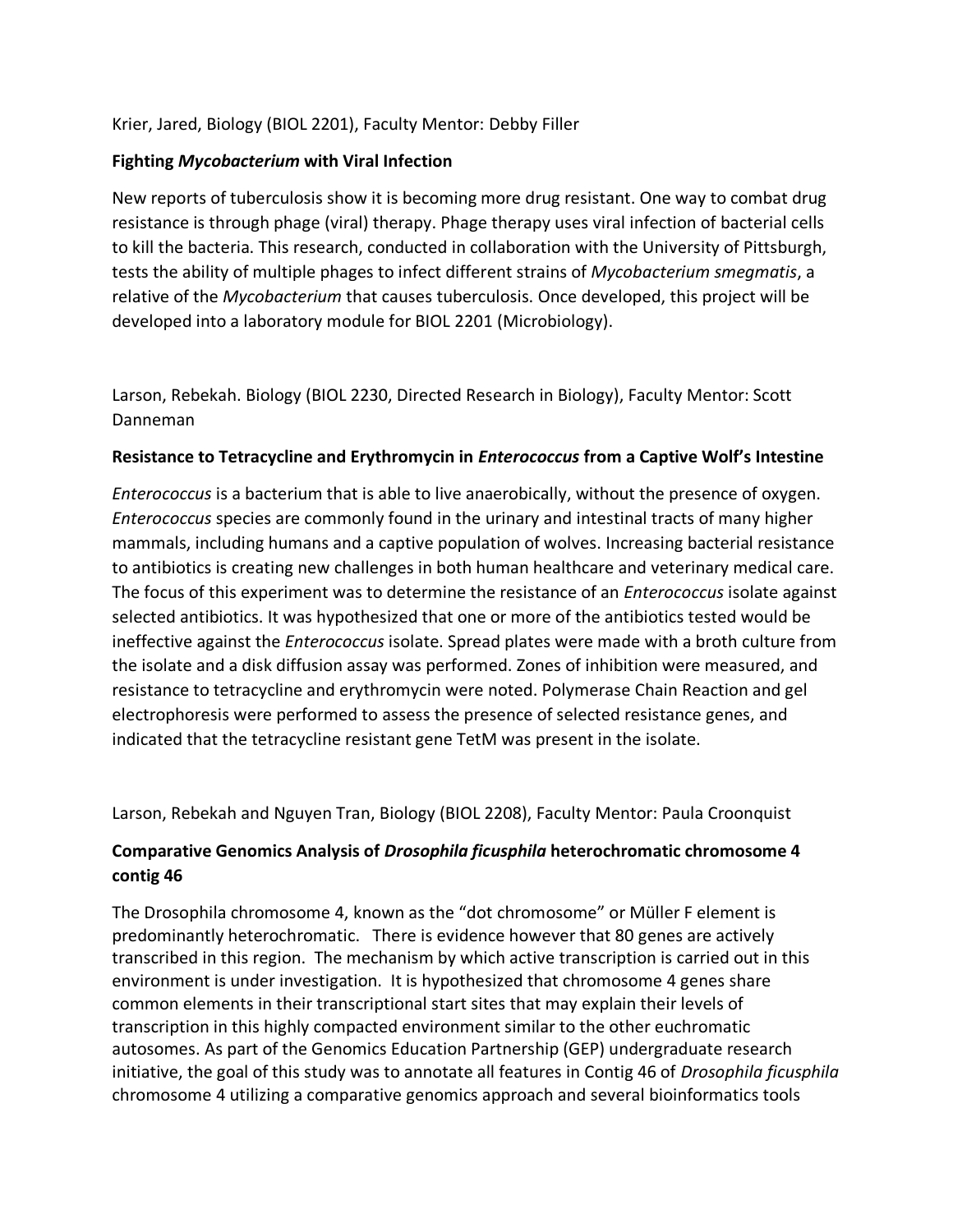Krier, Jared, Biology (BIOL 2201), Faculty Mentor: Debby Filler

**Fighting *Mycobacterium* with Viral Infection**

New reports of tuberculosis show it is becoming more drug resistant. One way to combat drug resistance is through phage (viral) therapy. Phage therapy uses viral infection of bacterial cells to kill the bacteria. This research, conducted in collaboration with the University of Pittsburgh, tests the ability of multiple phages to infect different strains of *Mycobacterium smegmatis*, a relative of the *Mycobacterium* that causes tuberculosis. Once developed, this project will be developed into a laboratory module for BIOL 2201 (Microbiology).

Larson, Rebekah. Biology (BIOL 2230, Directed Research in Biology), Faculty Mentor: Scott Danneman

**Resistance to Tetracycline and Erythromycin in *Enterococcus* from a Captive Wolf's Intestine**

*Enterococcus* is a bacterium that is able to live anaerobically, without the presence of oxygen. *Enterococcus* species are commonly found in the urinary and intestinal tracts of many higher mammals, including humans and a captive population of wolves. Increasing bacterial resistance to antibiotics is creating new challenges in both human healthcare and veterinary medical care. The focus of this experiment was to determine the resistance of an *Enterococcus* isolate against selected antibiotics. It was hypothesized that one or more of the antibiotics tested would be ineffective against the *Enterococcus* isolate. Spread plates were made with a broth culture from the isolate and a disk diffusion assay was performed. Zones of inhibition were measured, and resistance to tetracycline and erythromycin were noted. Polymerase Chain Reaction and gel electrophoresis were performed to assess the presence of selected resistance genes, and indicated that the tetracycline resistant gene TetM was present in the isolate.

Larson, Rebekah and Nguyen Tran, Biology (BIOL 2208), Faculty Mentor: Paula Croonquist

**Comparative Genomics Analysis of *Drosophila ficusphila* heterochromatic chromosome 4 contig 46**

The Drosophila chromosome 4, known as the "dot chromosome" or Müller F element is predominantly heterochromatic. There is evidence however that 80 genes are actively transcribed in this region. The mechanism by which active transcription is carried out in this environment is under investigation. It is hypothesized that chromosome 4 genes share common elements in their transcriptional start sites that may explain their levels of transcription in this highly compacted environment similar to the other euchromatic autosomes. As part of the Genomics Education Partnership (GEP) undergraduate research initiative, the goal of this study was to annotate all features in Contig 46 of *Drosophila ficusphila* chromosome 4 utilizing a comparative genomics approach and several bioinformatics tools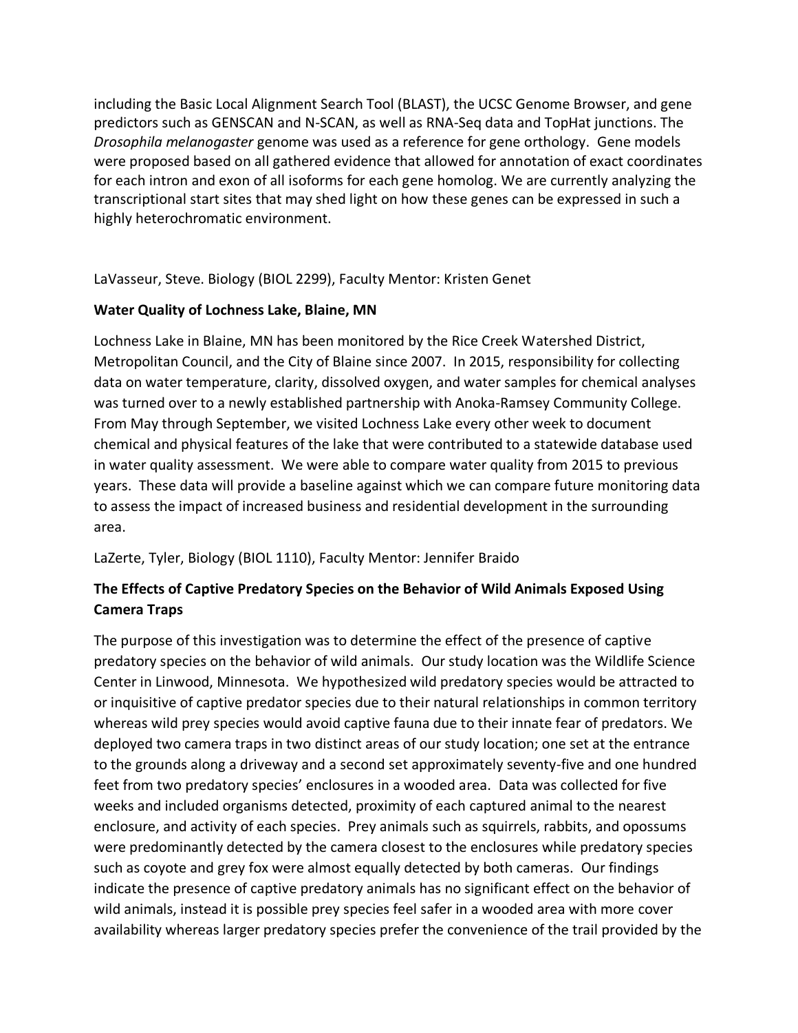including the Basic Local Alignment Search Tool (BLAST), the UCSC Genome Browser, and gene predictors such as GENSCAN and N-SCAN, as well as RNA-Seq data and TopHat junctions. The *Drosophila melanogaster* genome was used as a reference for gene orthology. Gene models were proposed based on all gathered evidence that allowed for annotation of exact coordinates for each intron and exon of all isoforms for each gene homolog. We are currently analyzing the transcriptional start sites that may shed light on how these genes can be expressed in such a highly heterochromatic environment.

LaVasseur, Steve. Biology (BIOL 2299), Faculty Mentor: Kristen Genet

**Water Quality of Lochness Lake, Blaine, MN**

Lochness Lake in Blaine, MN has been monitored by the Rice Creek Watershed District, Metropolitan Council, and the City of Blaine since 2007. In 2015, responsibility for collecting data on water temperature, clarity, dissolved oxygen, and water samples for chemical analyses was turned over to a newly established partnership with Anoka-Ramsey Community College. From May through September, we visited Lochness Lake every other week to document chemical and physical features of the lake that were contributed to a statewide database used in water quality assessment. We were able to compare water quality from 2015 to previous years. These data will provide a baseline against which we can compare future monitoring data to assess the impact of increased business and residential development in the surrounding area.

LaZerte, Tyler, Biology (BIOL 1110), Faculty Mentor: Jennifer Braido

**The Effects of Captive Predatory Species on the Behavior of Wild Animals Exposed Using Camera Traps**

The purpose of this investigation was to determine the effect of the presence of captive predatory species on the behavior of wild animals. Our study location was the Wildlife Science Center in Linwood, Minnesota. We hypothesized wild predatory species would be attracted to or inquisitive of captive predator species due to their natural relationships in common territory whereas wild prey species would avoid captive fauna due to their innate fear of predators. We deployed two camera traps in two distinct areas of our study location; one set at the entrance to the grounds along a driveway and a second set approximately seventy-five and one hundred feet from two predatory species' enclosures in a wooded area. Data was collected for five weeks and included organisms detected, proximity of each captured animal to the nearest enclosure, and activity of each species. Prey animals such as squirrels, rabbits, and opossums were predominantly detected by the camera closest to the enclosures while predatory species such as coyote and grey fox were almost equally detected by both cameras. Our findings indicate the presence of captive predatory animals has no significant effect on the behavior of wild animals, instead it is possible prey species feel safer in a wooded area with more cover availability whereas larger predatory species prefer the convenience of the trail provided by the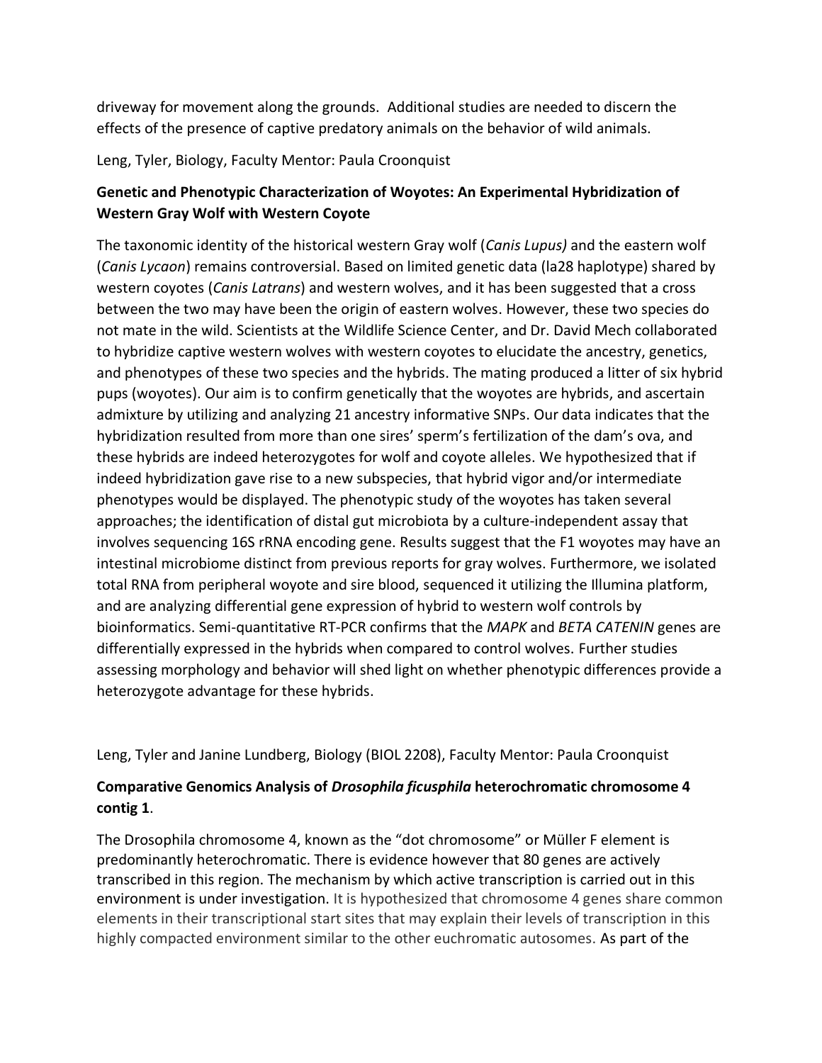driveway for movement along the grounds. Additional studies are needed to discern the effects of the presence of captive predatory animals on the behavior of wild animals.

Leng, Tyler, Biology, Faculty Mentor: Paula Croonquist

### Genetic and Phenotypic Characterization of Woyotes: An Experimental Hybridization of Western Gray Wolf with Western Coyote

The taxonomic identity of the historical western Gray wolf (*Canis Lupus)* and the eastern wolf (*Canis Lycaon*) remains controversial. Based on limited genetic data (la28 haplotype) shared by western coyotes (*Canis Latrans*) and western wolves, and it has been suggested that a cross between the two may have been the origin of eastern wolves. However, these two species do not mate in the wild. Scientists at the Wildlife Science Center, and Dr. David Mech collaborated to hybridize captive western wolves with western coyotes to elucidate the ancestry, genetics, and phenotypes of these two species and the hybrids. The mating produced a litter of six hybrid pups (woyotes). Our aim is to confirm genetically that the woyotes are hybrids, and ascertain admixture by utilizing and analyzing 21 ancestry informative SNPs. Our data indicates that the hybridization resulted from more than one sires' sperm's fertilization of the dam's ova, and these hybrids are indeed heterozygotes for wolf and coyote alleles. We hypothesized that if indeed hybridization gave rise to a new subspecies, that hybrid vigor and/or intermediate phenotypes would be displayed. The phenotypic study of the woyotes has taken several approaches; the identification of distal gut microbiota by a culture-independent assay that involves sequencing 16S rRNA encoding gene. Results suggest that the F1 woyotes may have an intestinal microbiome distinct from previous reports for gray wolves. Furthermore, we isolated total RNA from peripheral woyote and sire blood, sequenced it utilizing the Illumina platform, and are analyzing differential gene expression of hybrid to western wolf controls by bioinformatics. Semi-quantitative RT-PCR confirms that the *MAPK* and *BETA CATENIN* genes are differentially expressed in the hybrids when compared to control wolves. Further studies assessing morphology and behavior will shed light on whether phenotypic differences provide a heterozygote advantage for these hybrids.

Leng, Tyler and Janine Lundberg, Biology (BIOL 2208), Faculty Mentor: Paula Croonquist

### Comparative Genomics Analysis of *Drosophila ficusphila* heterochromatic chromosome 4 contig 1.

The Drosophila chromosome 4, known as the "dot chromosome" or Müller F element is predominantly heterochromatic. There is evidence however that 80 genes are actively transcribed in this region. The mechanism by which active transcription is carried out in this environment is under investigation. It is hypothesized that chromosome 4 genes share common elements in their transcriptional start sites that may explain their levels of transcription in this highly compacted environment similar to the other euchromatic autosomes. As part of the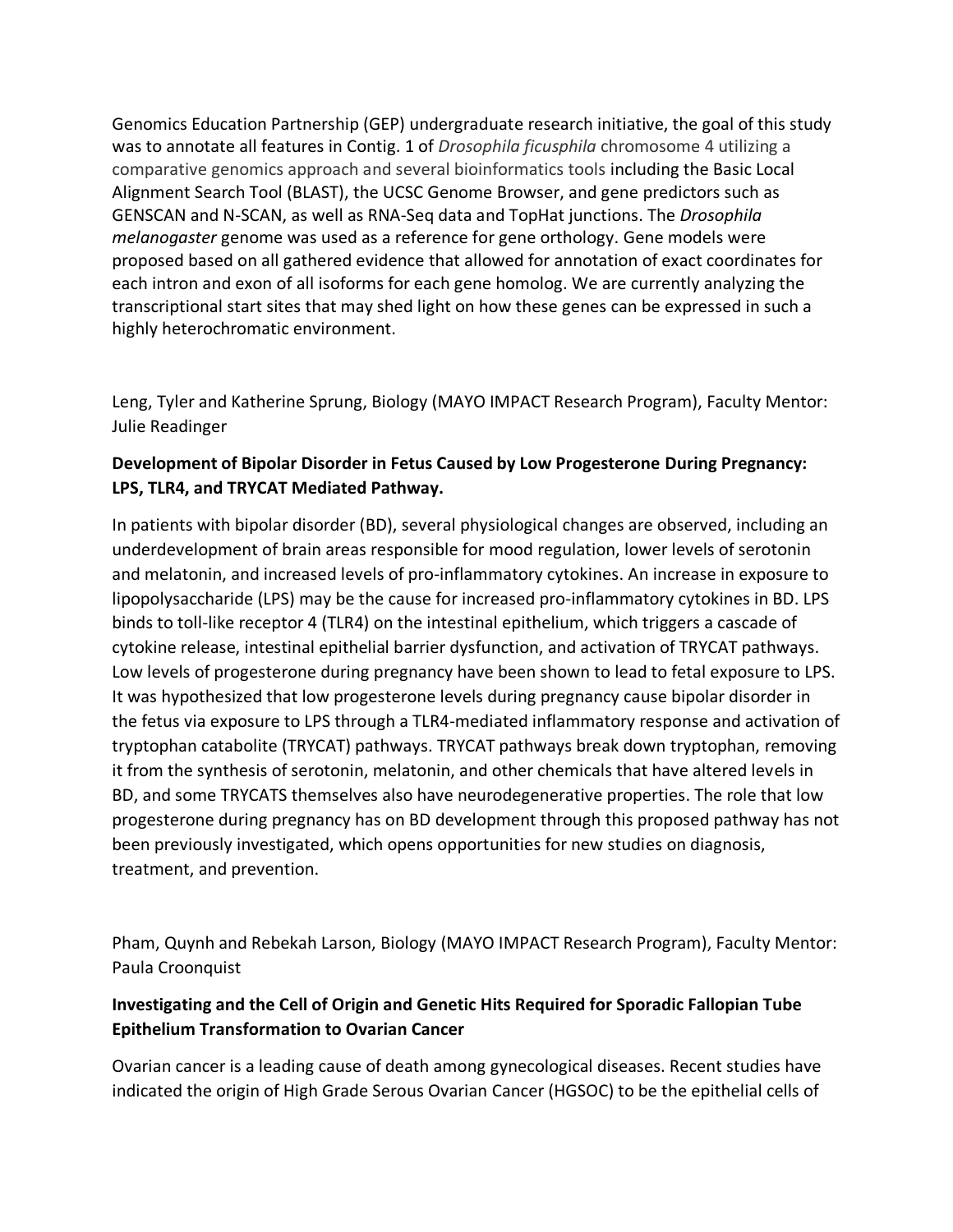Genomics Education Partnership (GEP) undergraduate research initiative, the goal of this study was to annotate all features in Contig. 1 of *Drosophila ficusphila* chromosome 4 utilizing a comparative genomics approach and several bioinformatics tools including the Basic Local Alignment Search Tool (BLAST), the UCSC Genome Browser, and gene predictors such as GENSCAN and N-SCAN, as well as RNA-Seq data and TopHat junctions. The *Drosophila melanogaster* genome was used as a reference for gene orthology. Gene models were proposed based on all gathered evidence that allowed for annotation of exact coordinates for each intron and exon of all isoforms for each gene homolog. We are currently analyzing the transcriptional start sites that may shed light on how these genes can be expressed in such a highly heterochromatic environment.

Leng, Tyler and Katherine Sprung, Biology (MAYO IMPACT Research Program), Faculty Mentor: Julie Readinger

**Development of Bipolar Disorder in Fetus Caused by Low Progesterone During Pregnancy: LPS, TLR4, and TRYCAT Mediated Pathway.**

In patients with bipolar disorder (BD), several physiological changes are observed, including an underdevelopment of brain areas responsible for mood regulation, lower levels of serotonin and melatonin, and increased levels of pro-inflammatory cytokines. An increase in exposure to lipopolysaccharide (LPS) may be the cause for increased pro-inflammatory cytokines in BD. LPS binds to toll-like receptor 4 (TLR4) on the intestinal epithelium, which triggers a cascade of cytokine release, intestinal epithelial barrier dysfunction, and activation of TRYCAT pathways. Low levels of progesterone during pregnancy have been shown to lead to fetal exposure to LPS. It was hypothesized that low progesterone levels during pregnancy cause bipolar disorder in the fetus via exposure to LPS through a TLR4-mediated inflammatory response and activation of tryptophan catabolite (TRYCAT) pathways. TRYCAT pathways break down tryptophan, removing it from the synthesis of serotonin, melatonin, and other chemicals that have altered levels in BD, and some TRYCATS themselves also have neurodegenerative properties. The role that low progesterone during pregnancy has on BD development through this proposed pathway has not been previously investigated, which opens opportunities for new studies on diagnosis, treatment, and prevention.

Pham, Quynh and Rebekah Larson, Biology (MAYO IMPACT Research Program), Faculty Mentor: Paula Croonquist

**Investigating and the Cell of Origin and Genetic Hits Required for Sporadic Fallopian Tube Epithelium Transformation to Ovarian Cancer**

Ovarian cancer is a leading cause of death among gynecological diseases. Recent studies have indicated the origin of High Grade Serous Ovarian Cancer (HGSOC) to be the epithelial cells of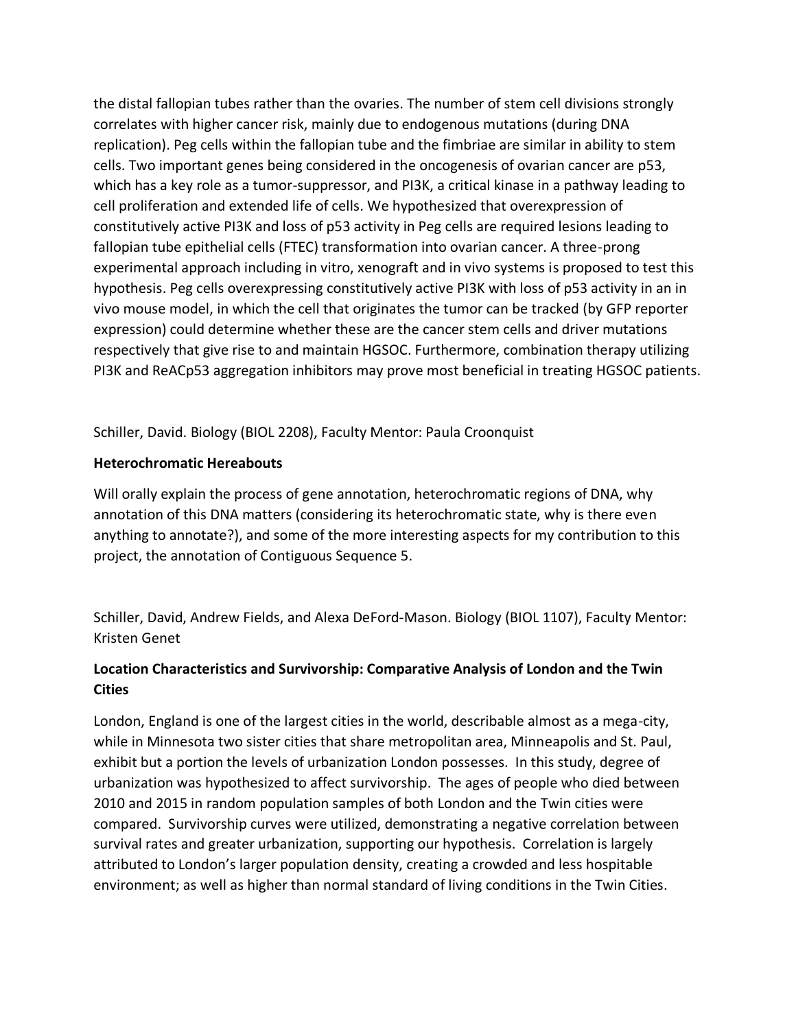the distal fallopian tubes rather than the ovaries. The number of stem cell divisions strongly correlates with higher cancer risk, mainly due to endogenous mutations (during DNA replication). Peg cells within the fallopian tube and the fimbriae are similar in ability to stem cells. Two important genes being considered in the oncogenesis of ovarian cancer are p53, which has a key role as a tumor-suppressor, and PI3K, a critical kinase in a pathway leading to cell proliferation and extended life of cells. We hypothesized that overexpression of constitutively active PI3K and loss of p53 activity in Peg cells are required lesions leading to fallopian tube epithelial cells (FTEC) transformation into ovarian cancer. A three-prong experimental approach including in vitro, xenograft and in vivo systems is proposed to test this hypothesis. Peg cells overexpressing constitutively active PI3K with loss of p53 activity in an in vivo mouse model, in which the cell that originates the tumor can be tracked (by GFP reporter expression) could determine whether these are the cancer stem cells and driver mutations respectively that give rise to and maintain HGSOC. Furthermore, combination therapy utilizing PI3K and ReACp53 aggregation inhibitors may prove most beneficial in treating HGSOC patients.

Schiller, David. Biology (BIOL 2208), Faculty Mentor: Paula Croonquist

**Heterochromatic Hereabouts**

Will orally explain the process of gene annotation, heterochromatic regions of DNA, why annotation of this DNA matters (considering its heterochromatic state, why is there even anything to annotate?), and some of the more interesting aspects for my contribution to this project, the annotation of Contiguous Sequence 5.

Schiller, David, Andrew Fields, and Alexa DeFord-Mason. Biology (BIOL 1107), Faculty Mentor: Kristen Genet

**Location Characteristics and Survivorship: Comparative Analysis of London and the Twin Cities**

London, England is one of the largest cities in the world, describable almost as a mega-city, while in Minnesota two sister cities that share metropolitan area, Minneapolis and St. Paul, exhibit but a portion the levels of urbanization London possesses. In this study, degree of urbanization was hypothesized to affect survivorship. The ages of people who died between 2010 and 2015 in random population samples of both London and the Twin cities were compared. Survivorship curves were utilized, demonstrating a negative correlation between survival rates and greater urbanization, supporting our hypothesis. Correlation is largely attributed to London's larger population density, creating a crowded and less hospitable environment; as well as higher than normal standard of living conditions in the Twin Cities.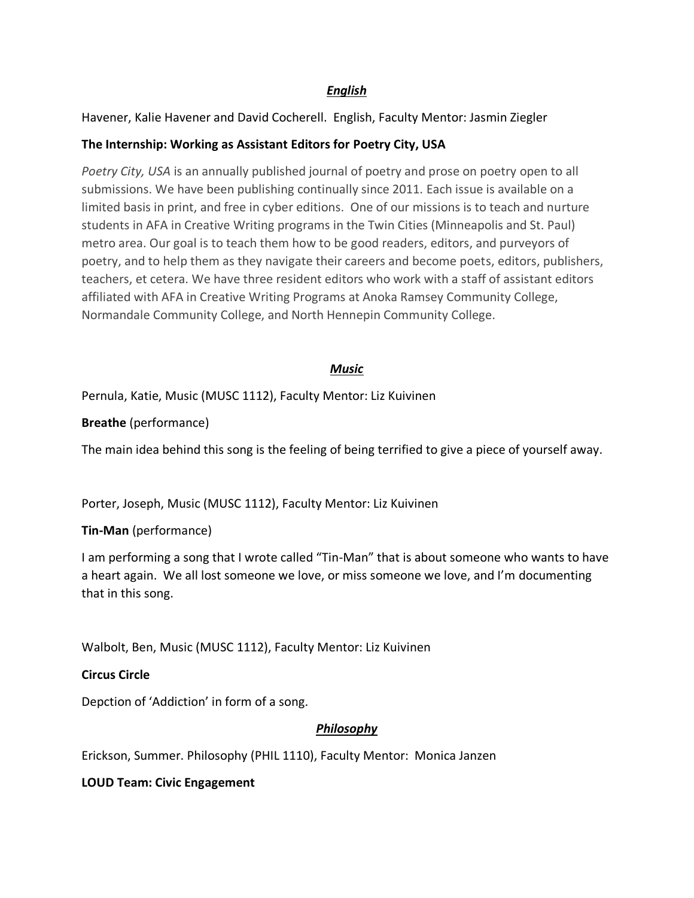## *English*

Havener, Kalie Havener and David Cocherell. English, Faculty Mentor: Jasmin Ziegler

**The Internship: Working as Assistant Editors for Poetry City, USA**

*Poetry City, USA* is an annually published journal of poetry and prose on poetry open to all submissions. We have been publishing continually since 2011. Each issue is available on a limited basis in print, and free in cyber editions. One of our missions is to teach and nurture students in AFA in Creative Writing programs in the Twin Cities (Minneapolis and St. Paul) metro area. Our goal is to teach them how to be good readers, editors, and purveyors of poetry, and to help them as they navigate their careers and become poets, editors, publishers, teachers, et cetera. We have three resident editors who work with a staff of assistant editors affiliated with AFA in Creative Writing Programs at Anoka Ramsey Community College, Normandale Community College, and North Hennepin Community College.

## *Music*

Pernula, Katie, Music (MUSC 1112), Faculty Mentor: Liz Kuivinen

**Breathe** (performance)

The main idea behind this song is the feeling of being terrified to give a piece of yourself away.

Porter, Joseph, Music (MUSC 1112), Faculty Mentor: Liz Kuivinen

**Tin-Man** (performance)

I am performing a song that I wrote called "Tin-Man" that is about someone who wants to have a heart again. We all lost someone we love, or miss someone we love, and I'm documenting that in this song.

Walbolt, Ben, Music (MUSC 1112), Faculty Mentor: Liz Kuivinen

**Circus Circle**

Depction of 'Addiction' in form of a song.

## *Philosophy*

Erickson, Summer. Philosophy (PHIL 1110), Faculty Mentor: Monica Janzen

**LOUD Team: Civic Engagement**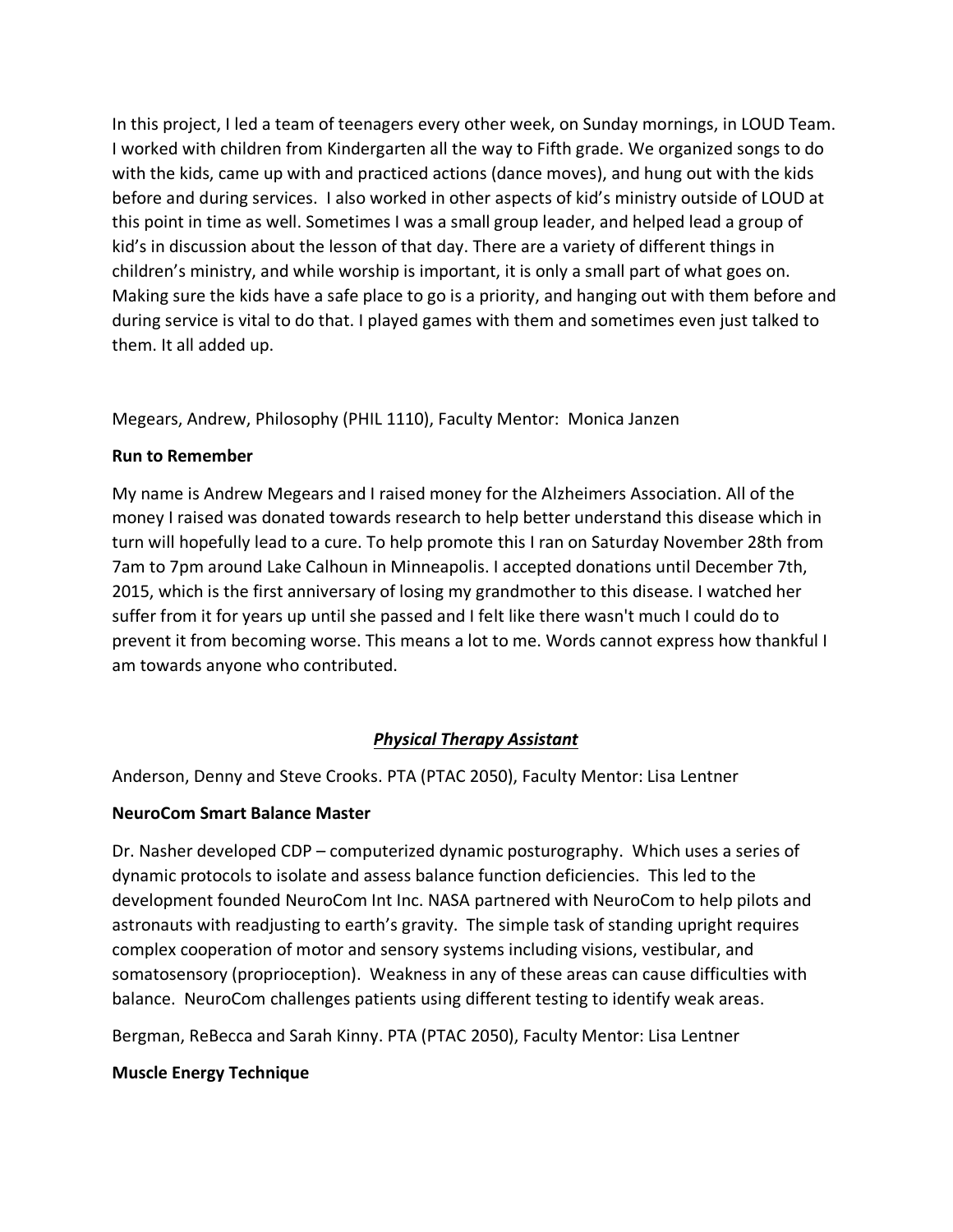In this project, I led a team of teenagers every other week, on Sunday mornings, in LOUD Team. I worked with children from Kindergarten all the way to Fifth grade. We organized songs to do with the kids, came up with and practiced actions (dance moves), and hung out with the kids before and during services. I also worked in other aspects of kid's ministry outside of LOUD at this point in time as well. Sometimes I was a small group leader, and helped lead a group of kid's in discussion about the lesson of that day. There are a variety of different things in children's ministry, and while worship is important, it is only a small part of what goes on. Making sure the kids have a safe place to go is a priority, and hanging out with them before and during service is vital to do that. I played games with them and sometimes even just talked to them. It all added up.

Megears, Andrew, Philosophy (PHIL 1110), Faculty Mentor: Monica Janzen

**Run to Remember**

My name is Andrew Megears and I raised money for the Alzheimers Association. All of the money I raised was donated towards research to help better understand this disease which in turn will hopefully lead to a cure. To help promote this I ran on Saturday November 28th from 7am to 7pm around Lake Calhoun in Minneapolis. I accepted donations until December 7th, 2015, which is the first anniversary of losing my grandmother to this disease. I watched her suffer from it for years up until she passed and I felt like there wasn't much I could do to prevent it from becoming worse. This means a lot to me. Words cannot express how thankful I am towards anyone who contributed.

## ***Physical Therapy Assistant***

Anderson, Denny and Steve Crooks. PTA (PTAC 2050), Faculty Mentor: Lisa Lentner

**NeuroCom Smart Balance Master**

Dr. Nasher developed CDP – computerized dynamic posturography. Which uses a series of dynamic protocols to isolate and assess balance function deficiencies. This led to the development founded NeuroCom Int Inc. NASA partnered with NeuroCom to help pilots and astronauts with readjusting to earth's gravity. The simple task of standing upright requires complex cooperation of motor and sensory systems including visions, vestibular, and somatosensory (proprioception). Weakness in any of these areas can cause difficulties with balance. NeuroCom challenges patients using different testing to identify weak areas.

Bergman, ReBecca and Sarah Kinny. PTA (PTAC 2050), Faculty Mentor: Lisa Lentner

**Muscle Energy Technique**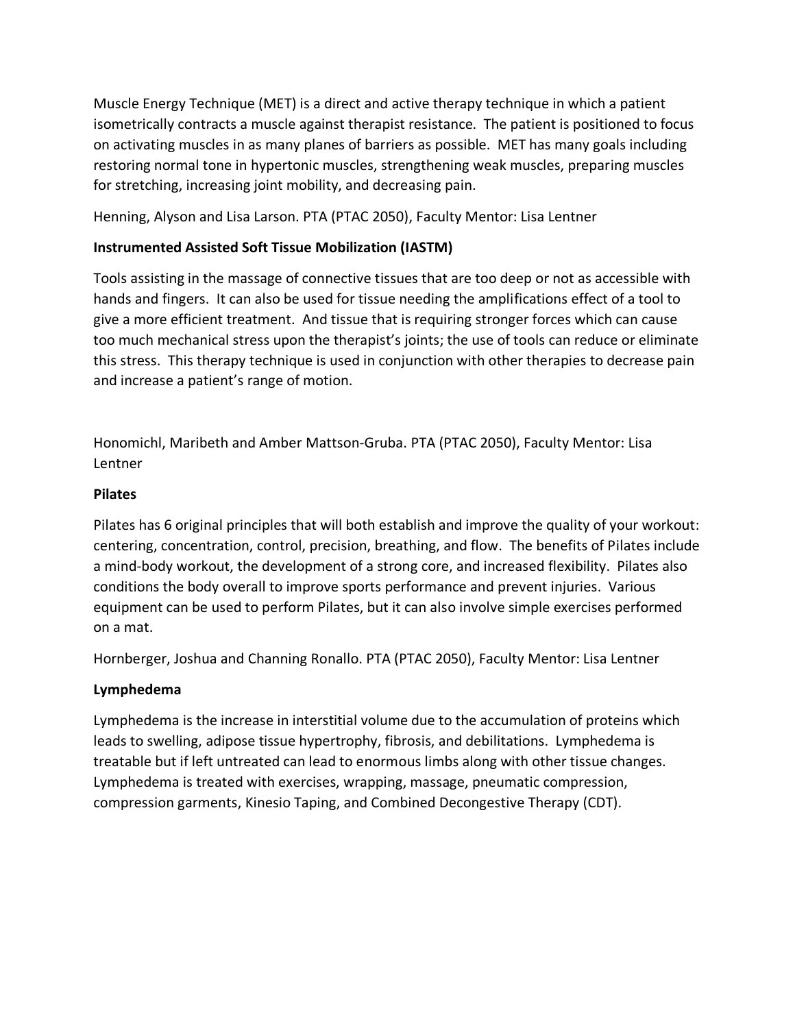Muscle Energy Technique (MET) is a direct and active therapy technique in which a patient isometrically contracts a muscle against therapist resistance. The patient is positioned to focus on activating muscles in as many planes of barriers as possible. MET has many goals including restoring normal tone in hypertonic muscles, strengthening weak muscles, preparing muscles for stretching, increasing joint mobility, and decreasing pain.

Henning, Alyson and Lisa Larson. PTA (PTAC 2050), Faculty Mentor: Lisa Lentner

**Instrumented Assisted Soft Tissue Mobilization (IASTM)**

Tools assisting in the massage of connective tissues that are too deep or not as accessible with hands and fingers. It can also be used for tissue needing the amplifications effect of a tool to give a more efficient treatment. And tissue that is requiring stronger forces which can cause too much mechanical stress upon the therapist's joints; the use of tools can reduce or eliminate this stress. This therapy technique is used in conjunction with other therapies to decrease pain and increase a patient's range of motion.

Honomichl, Maribeth and Amber Mattson-Gruba. PTA (PTAC 2050), Faculty Mentor: Lisa Lentner

**Pilates**

Pilates has 6 original principles that will both establish and improve the quality of your workout: centering, concentration, control, precision, breathing, and flow. The benefits of Pilates include a mind-body workout, the development of a strong core, and increased flexibility. Pilates also conditions the body overall to improve sports performance and prevent injuries. Various equipment can be used to perform Pilates, but it can also involve simple exercises performed on a mat.

Hornberger, Joshua and Channing Ronallo. PTA (PTAC 2050), Faculty Mentor: Lisa Lentner

**Lymphedema**

Lymphedema is the increase in interstitial volume due to the accumulation of proteins which leads to swelling, adipose tissue hypertrophy, fibrosis, and debilitations. Lymphedema is treatable but if left untreated can lead to enormous limbs along with other tissue changes. Lymphedema is treated with exercises, wrapping, massage, pneumatic compression, compression garments, Kinesio Taping, and Combined Decongestive Therapy (CDT).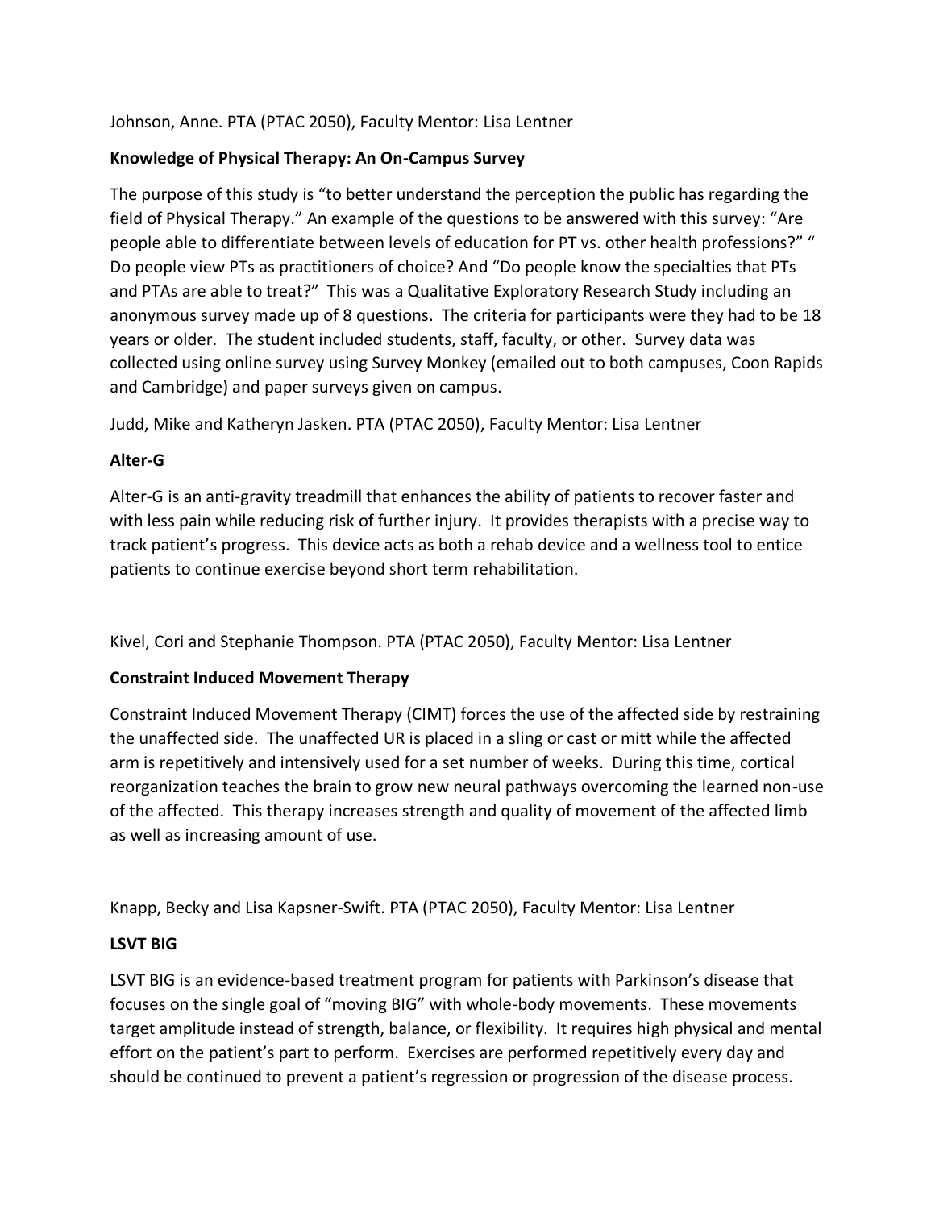Johnson, Anne. PTA (PTAC 2050), Faculty Mentor: Lisa Lentner

**Knowledge of Physical Therapy: An On-Campus Survey**

The purpose of this study is "to better understand the perception the public has regarding the field of Physical Therapy." An example of the questions to be answered with this survey: "Are people able to differentiate between levels of education for PT vs. other health professions?" " Do people view PTs as practitioners of choice? And "Do people know the specialties that PTs and PTAs are able to treat?" This was a Qualitative Exploratory Research Study including an anonymous survey made up of 8 questions. The criteria for participants were they had to be 18 years or older. The student included students, staff, faculty, or other. Survey data was collected using online survey using Survey Monkey (emailed out to both campuses, Coon Rapids and Cambridge) and paper surveys given on campus.

Judd, Mike and Katheryn Jasken. PTA (PTAC 2050), Faculty Mentor: Lisa Lentner

**Alter-G**

Alter-G is an anti-gravity treadmill that enhances the ability of patients to recover faster and with less pain while reducing risk of further injury. It provides therapists with a precise way to track patient's progress. This device acts as both a rehab device and a wellness tool to entice patients to continue exercise beyond short term rehabilitation.

Kivel, Cori and Stephanie Thompson. PTA (PTAC 2050), Faculty Mentor: Lisa Lentner

**Constraint Induced Movement Therapy**

Constraint Induced Movement Therapy (CIMT) forces the use of the affected side by restraining the unaffected side. The unaffected UR is placed in a sling or cast or mitt while the affected arm is repetitively and intensively used for a set number of weeks. During this time, cortical reorganization teaches the brain to grow new neural pathways overcoming the learned non-use of the affected. This therapy increases strength and quality of movement of the affected limb as well as increasing amount of use.

Knapp, Becky and Lisa Kapsner-Swift. PTA (PTAC 2050), Faculty Mentor: Lisa Lentner

**LSVT BIG**

LSVT BIG is an evidence-based treatment program for patients with Parkinson's disease that focuses on the single goal of "moving BIG" with whole-body movements. These movements target amplitude instead of strength, balance, or flexibility. It requires high physical and mental effort on the patient's part to perform. Exercises are performed repetitively every day and should be continued to prevent a patient's regression or progression of the disease process.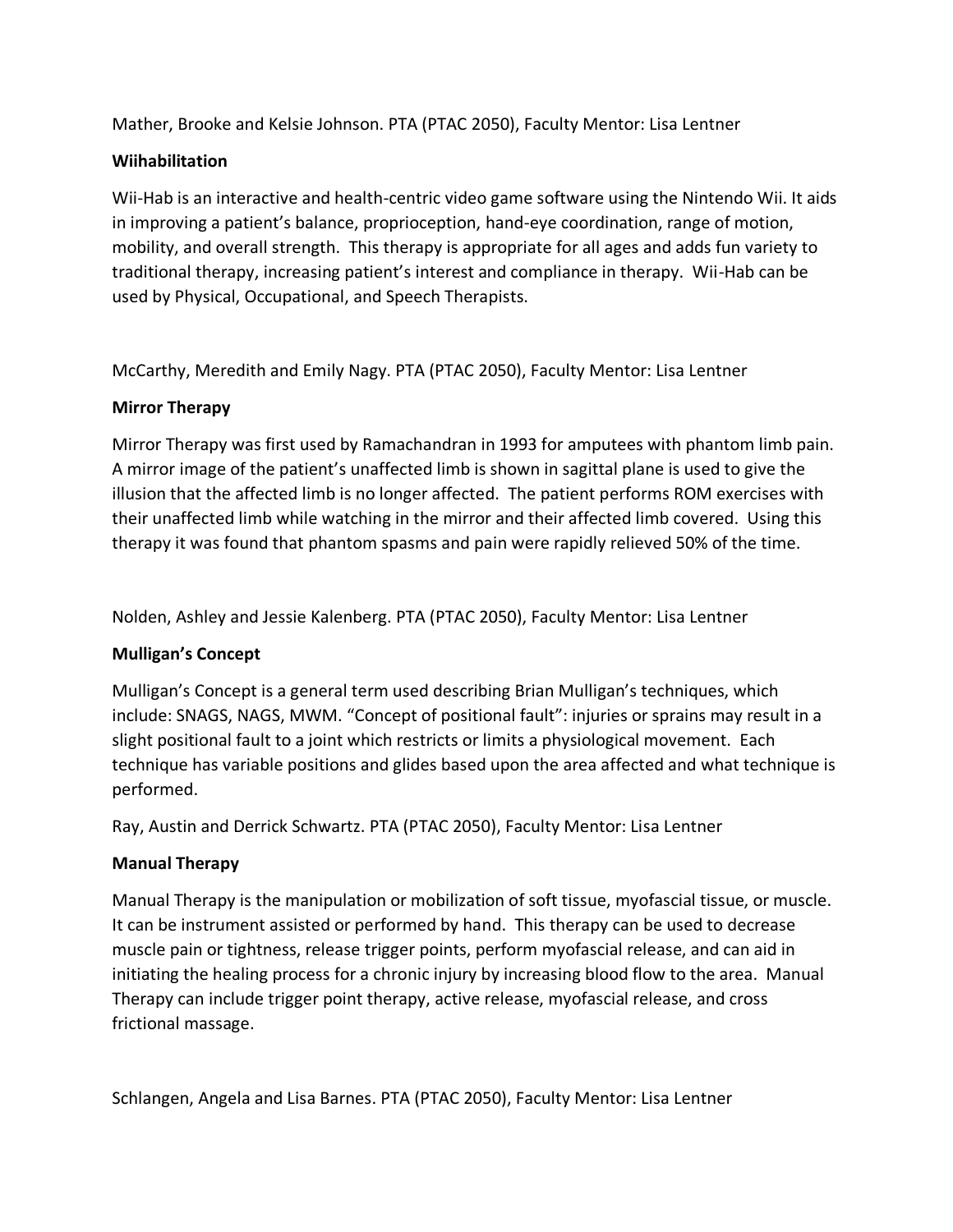Mather, Brooke and Kelsie Johnson. PTA (PTAC 2050), Faculty Mentor: Lisa Lentner

**Wiihabilitation**

Wii-Hab is an interactive and health-centric video game software using the Nintendo Wii. It aids in improving a patient's balance, proprioception, hand-eye coordination, range of motion, mobility, and overall strength. This therapy is appropriate for all ages and adds fun variety to traditional therapy, increasing patient's interest and compliance in therapy. Wii-Hab can be used by Physical, Occupational, and Speech Therapists.

McCarthy, Meredith and Emily Nagy. PTA (PTAC 2050), Faculty Mentor: Lisa Lentner

**Mirror Therapy**

Mirror Therapy was first used by Ramachandran in 1993 for amputees with phantom limb pain. A mirror image of the patient's unaffected limb is shown in sagittal plane is used to give the illusion that the affected limb is no longer affected. The patient performs ROM exercises with their unaffected limb while watching in the mirror and their affected limb covered. Using this therapy it was found that phantom spasms and pain were rapidly relieved 50% of the time.

Nolden, Ashley and Jessie Kalenberg. PTA (PTAC 2050), Faculty Mentor: Lisa Lentner

**Mulligan's Concept**

Mulligan's Concept is a general term used describing Brian Mulligan's techniques, which include: SNAGS, NAGS, MWM. "Concept of positional fault": injuries or sprains may result in a slight positional fault to a joint which restricts or limits a physiological movement. Each technique has variable positions and glides based upon the area affected and what technique is performed.

Ray, Austin and Derrick Schwartz. PTA (PTAC 2050), Faculty Mentor: Lisa Lentner

**Manual Therapy**

Manual Therapy is the manipulation or mobilization of soft tissue, myofascial tissue, or muscle. It can be instrument assisted or performed by hand. This therapy can be used to decrease muscle pain or tightness, release trigger points, perform myofascial release, and can aid in initiating the healing process for a chronic injury by increasing blood flow to the area. Manual Therapy can include trigger point therapy, active release, myofascial release, and cross frictional massage.

Schlangen, Angela and Lisa Barnes. PTA (PTAC 2050), Faculty Mentor: Lisa Lentner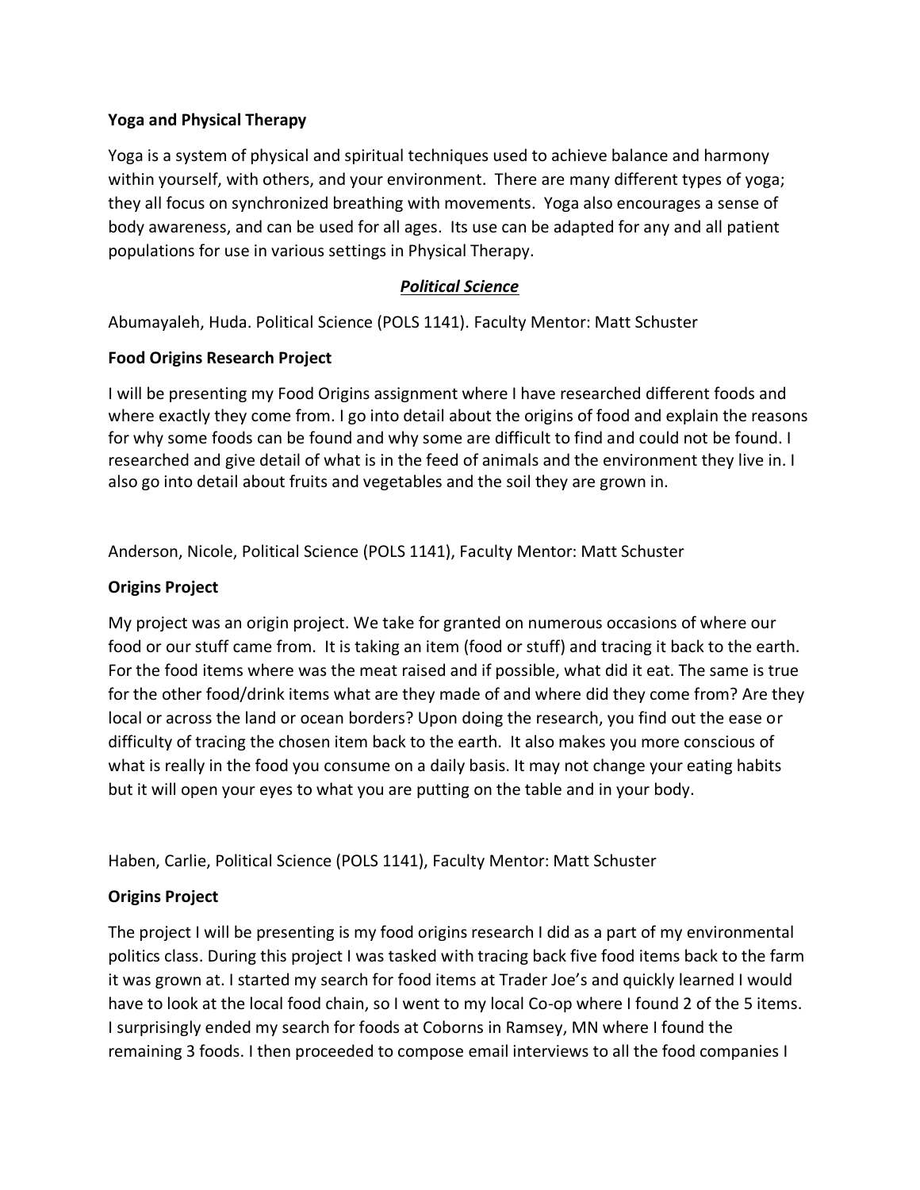**Yoga and Physical Therapy**

Yoga is a system of physical and spiritual techniques used to achieve balance and harmony within yourself, with others, and your environment. There are many different types of yoga; they all focus on synchronized breathing with movements. Yoga also encourages a sense of body awareness, and can be used for all ages. Its use can be adapted for any and all patient populations for use in various settings in Physical Therapy.

## ***Political Science***

Abumayaleh, Huda. Political Science (POLS 1141). Faculty Mentor: Matt Schuster

**Food Origins Research Project**

I will be presenting my Food Origins assignment where I have researched different foods and where exactly they come from. I go into detail about the origins of food and explain the reasons for why some foods can be found and why some are difficult to find and could not be found. I researched and give detail of what is in the feed of animals and the environment they live in. I also go into detail about fruits and vegetables and the soil they are grown in.

Anderson, Nicole, Political Science (POLS 1141), Faculty Mentor: Matt Schuster

**Origins Project**

My project was an origin project. We take for granted on numerous occasions of where our food or our stuff came from. It is taking an item (food or stuff) and tracing it back to the earth. For the food items where was the meat raised and if possible, what did it eat. The same is true for the other food/drink items what are they made of and where did they come from? Are they local or across the land or ocean borders? Upon doing the research, you find out the ease or difficulty of tracing the chosen item back to the earth. It also makes you more conscious of what is really in the food you consume on a daily basis. It may not change your eating habits but it will open your eyes to what you are putting on the table and in your body.

Haben, Carlie, Political Science (POLS 1141), Faculty Mentor: Matt Schuster

**Origins Project**

The project I will be presenting is my food origins research I did as a part of my environmental politics class. During this project I was tasked with tracing back five food items back to the farm it was grown at. I started my search for food items at Trader Joe's and quickly learned I would have to look at the local food chain, so I went to my local Co-op where I found 2 of the 5 items. I surprisingly ended my search for foods at Coborns in Ramsey, MN where I found the remaining 3 foods. I then proceeded to compose email interviews to all the food companies I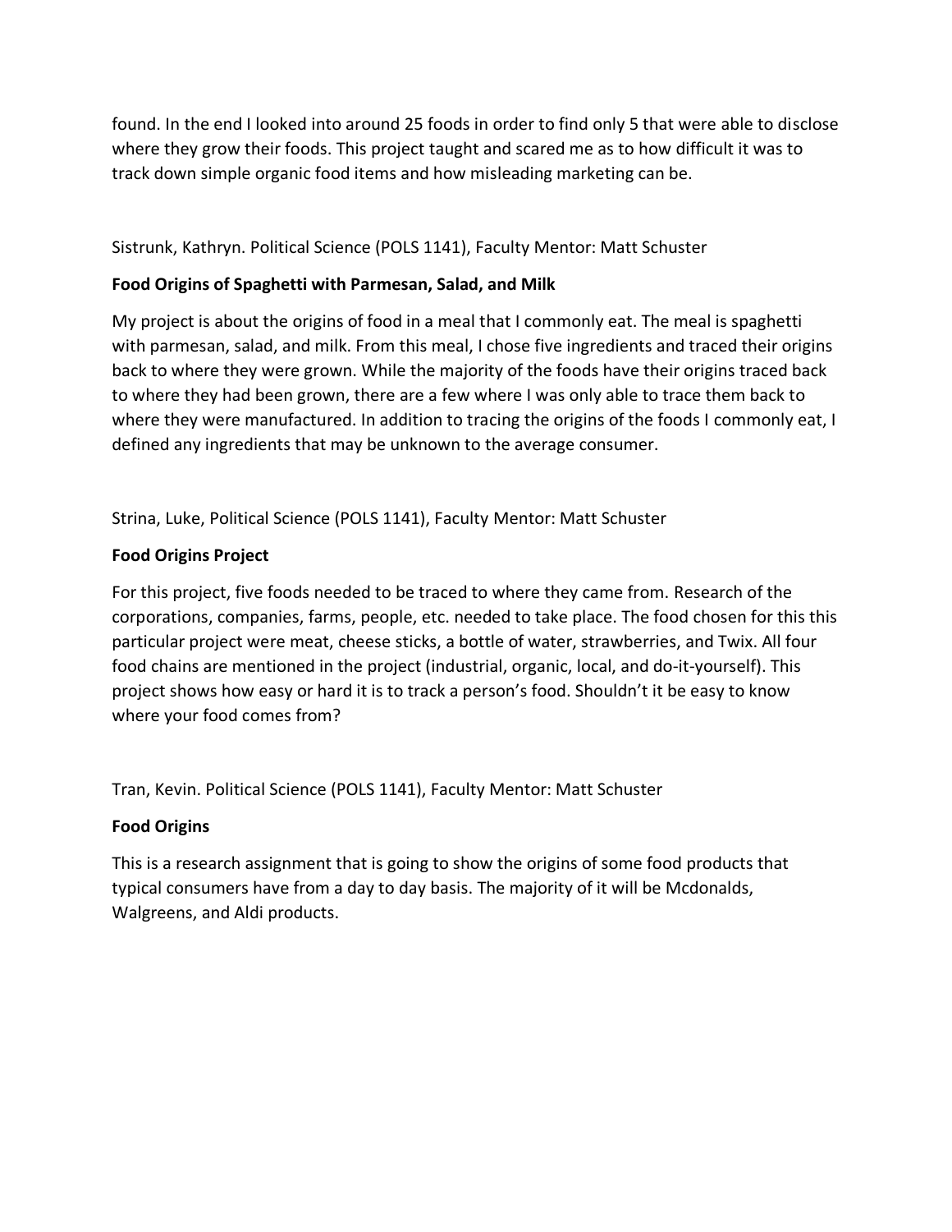found. In the end I looked into around 25 foods in order to find only 5 that were able to disclose where they grow their foods. This project taught and scared me as to how difficult it was to track down simple organic food items and how misleading marketing can be.

Sistrunk, Kathryn. Political Science (POLS 1141), Faculty Mentor: Matt Schuster

**Food Origins of Spaghetti with Parmesan, Salad, and Milk**

My project is about the origins of food in a meal that I commonly eat. The meal is spaghetti with parmesan, salad, and milk. From this meal, I chose five ingredients and traced their origins back to where they were grown. While the majority of the foods have their origins traced back to where they had been grown, there are a few where I was only able to trace them back to where they were manufactured. In addition to tracing the origins of the foods I commonly eat, I defined any ingredients that may be unknown to the average consumer.

Strina, Luke, Political Science (POLS 1141), Faculty Mentor: Matt Schuster

**Food Origins Project**

For this project, five foods needed to be traced to where they came from. Research of the corporations, companies, farms, people, etc. needed to take place. The food chosen for this this particular project were meat, cheese sticks, a bottle of water, strawberries, and Twix. All four food chains are mentioned in the project (industrial, organic, local, and do-it-yourself). This project shows how easy or hard it is to track a person's food. Shouldn't it be easy to know where your food comes from?

Tran, Kevin. Political Science (POLS 1141), Faculty Mentor: Matt Schuster

**Food Origins**

This is a research assignment that is going to show the origins of some food products that typical consumers have from a day to day basis. The majority of it will be Mcdonalds, Walgreens, and Aldi products.